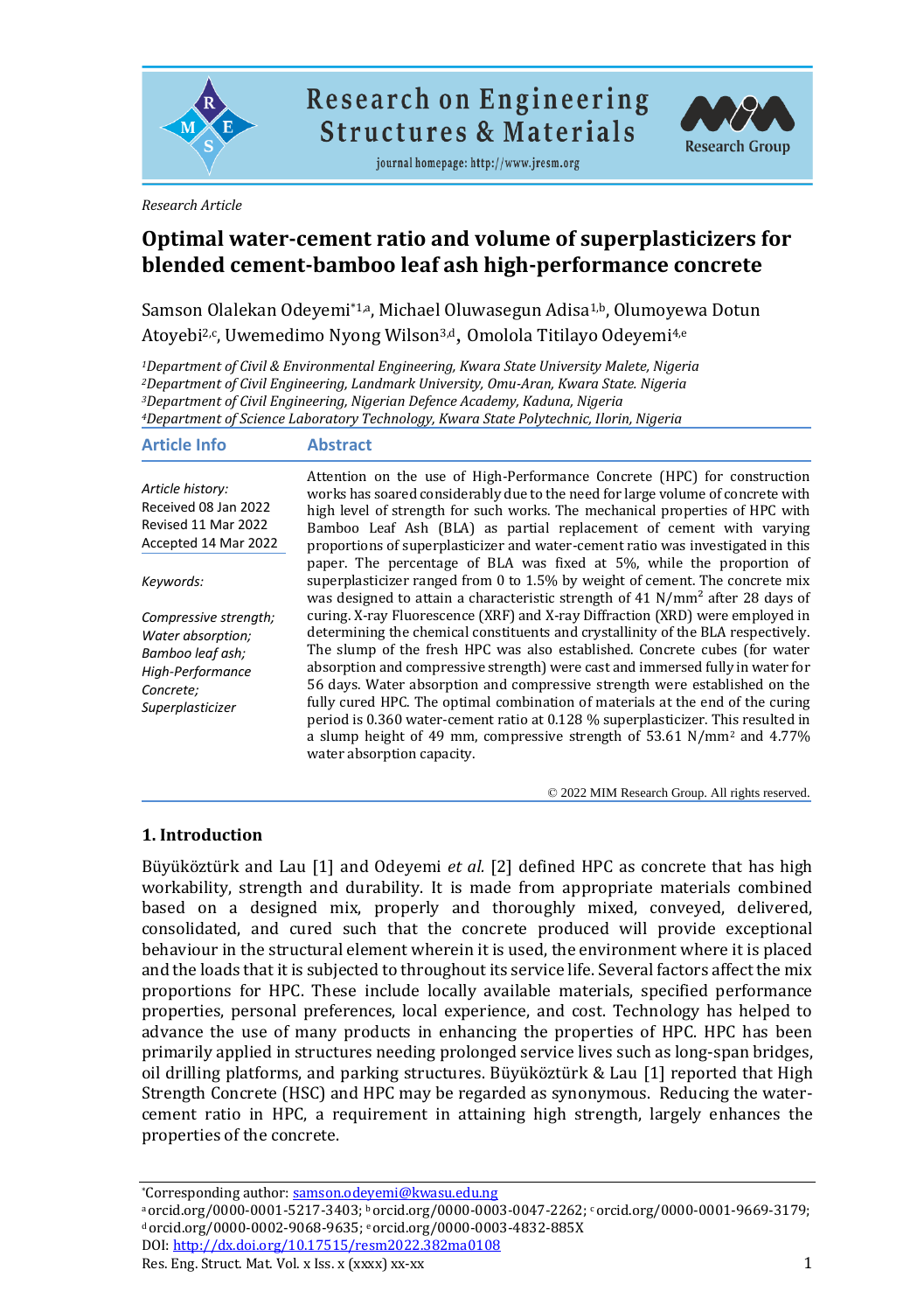Research Article

# Optimal water-cement ratio and volume of superplasticizers for blended cement-bamboo leaf ash high-performance concrete

Samson Olalekan Odeyemi[*1,a], Michael Oluwasegun Adisa[1,b], Olumoyewa Dotun Atoyebi[2,c], Uwemedimo Nyong Wilson[3,d], Omolola Titilayo Odeyemi[4,e]

[1]Department of Civil & Environmental Engineering, Kwara State University Malete, Nigeria
[2]Department of Civil Engineering, Landmark University, Omu-Aran, Kwara State. Nigeria
[3]Department of Civil Engineering, Nigerian Defence Academy, Kaduna, Nigeria
[4]Department of Science Laboratory Technology, Kwara State Polytechnic, Ilorin, Nigeria

## Article Info

*Article history:*

Received 08 Jan 2022
Revised 11 Mar 2022
Accepted 14 Mar 2022

*Keywords:*

*Compressive strength; Water absorption; Bamboo leaf ash; High-Performance Concrete; Superplasticizer*

## Abstract

Attention on the use of High-Performance Concrete (HPC) for construction works has soared considerably due to the need for large volume of concrete with high level of strength for such works. The mechanical properties of HPC with Bamboo Leaf Ash (BLA) as partial replacement of cement with varying proportions of superplasticizer and water-cement ratio was investigated in this paper. The percentage of BLA was fixed at 5%, while the proportion of superplasticizer ranged from 0 to 1.5% by weight of cement. The concrete mix was designed to attain a characteristic strength of 41 N/mm$^2$ after 28 days of curing. X-ray Fluorescence (XRF) and X-ray Diffraction (XRD) were employed in determining the chemical constituents and crystallinity of the BLA respectively. The slump of the fresh HPC was also established. Concrete cubes (for water absorption and compressive strength) were cast and immersed fully in water for 56 days. Water absorption and compressive strength were established on the fully cured HPC. The optimal combination of materials at the end of the curing period is 0.360 water-cement ratio at 0.128 % superplasticizer. This resulted in a slump height of 49 mm, compressive strength of 53.61 N/mm$^2$ and 4.77% water absorption capacity.

© 2022 MIM Research Group. All rights reserved.

## 1. Introduction

Büyüköztürk and Lau [1] and Odeyemi *et al.* [2] defined HPC as concrete that has high workability, strength and durability. It is made from appropriate materials combined based on a designed mix, properly and thoroughly mixed, conveyed, delivered, consolidated, and cured such that the concrete produced will provide exceptional behaviour in the structural element wherein it is used, the environment where it is placed and the loads that it is subjected to throughout its service life. Several factors affect the mix proportions for HPC. These include locally available materials, specified performance properties, personal preferences, local experience, and cost. Technology has helped to advance the use of many products in enhancing the properties of HPC. HPC has been primarily applied in structures needing prolonged service lives such as long-span bridges, oil drilling platforms, and parking structures. Büyüköztürk & Lau [1] reported that High Strength Concrete (HSC) and HPC may be regarded as synonymous. Reducing the water-cement ratio in HPC, a requirement in attaining high strength, largely enhances the properties of the concrete.

*Corresponding author: samson.odeyemi@kwasu.edu.ng
[a] orcid.org/0000-0001-5217-3403; [b] orcid.org/0000-0003-0047-2262; [c] orcid.org/0000-0001-9669-3179; [d] orcid.org/0000-0002-9068-9635; [e] orcid.org/0000-0003-4832-885X
DOI: http://dx.doi.org/10.17515/resm2022.382ma0108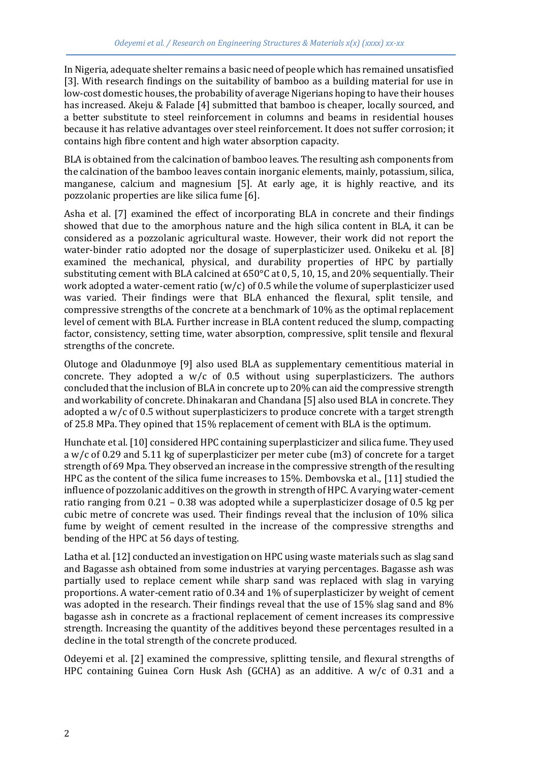In Nigeria, adequate shelter remains a basic need of people which has remained unsatisfied [3]. With research findings on the suitability of bamboo as a building material for use in low-cost domestic houses, the probability of average Nigerians hoping to have their houses has increased. Akeju & Falade [4] submitted that bamboo is cheaper, locally sourced, and a better substitute to steel reinforcement in columns and beams in residential houses because it has relative advantages over steel reinforcement. It does not suffer corrosion; it contains high fibre content and high water absorption capacity.

BLA is obtained from the calcination of bamboo leaves. The resulting ash components from the calcination of the bamboo leaves contain inorganic elements, mainly, potassium, silica, manganese, calcium and magnesium [5]. At early age, it is highly reactive, and its pozzolanic properties are like silica fume [6].

Asha et al. [7] examined the effect of incorporating BLA in concrete and their findings showed that due to the amorphous nature and the high silica content in BLA, it can be considered as a pozzolanic agricultural waste. However, their work did not report the water-binder ratio adopted nor the dosage of superplasticizer used. Onikeku et al. [8] examined the mechanical, physical, and durability properties of HPC by partially substituting cement with BLA calcined at 650°C at 0, 5, 10, 15, and 20% sequentially. Their work adopted a water-cement ratio (w/c) of 0.5 while the volume of superplasticizer used was varied. Their findings were that BLA enhanced the flexural, split tensile, and compressive strengths of the concrete at a benchmark of 10% as the optimal replacement level of cement with BLA. Further increase in BLA content reduced the slump, compacting factor, consistency, setting time, water absorption, compressive, split tensile and flexural strengths of the concrete.

Olutoge and Oladunmoye [9] also used BLA as supplementary cementitious material in concrete. They adopted a w/c of 0.5 without using superplasticizers. The authors concluded that the inclusion of BLA in concrete up to 20% can aid the compressive strength and workability of concrete. Dhinakaran and Chandana [5] also used BLA in concrete. They adopted a w/c of 0.5 without superplasticizers to produce concrete with a target strength of 25.8 MPa. They opined that 15% replacement of cement with BLA is the optimum.

Hunchate et al. [10] considered HPC containing superplasticizer and silica fume. They used a w/c of 0.29 and 5.11 kg of superplasticizer per meter cube (m3) of concrete for a target strength of 69 Mpa. They observed an increase in the compressive strength of the resulting HPC as the content of the silica fume increases to 15%. Dembovska et al., [11] studied the influence of pozzolanic additives on the growth in strength of HPC. A varying water-cement ratio ranging from 0.21 – 0.38 was adopted while a superplasticizer dosage of 0.5 kg per cubic metre of concrete was used. Their findings reveal that the inclusion of 10% silica fume by weight of cement resulted in the increase of the compressive strengths and bending of the HPC at 56 days of testing.

Latha et al. [12] conducted an investigation on HPC using waste materials such as slag sand and Bagasse ash obtained from some industries at varying percentages. Bagasse ash was partially used to replace cement while sharp sand was replaced with slag in varying proportions. A water-cement ratio of 0.34 and 1% of superplasticizer by weight of cement was adopted in the research. Their findings reveal that the use of 15% slag sand and 8% bagasse ash in concrete as a fractional replacement of cement increases its compressive strength. Increasing the quantity of the additives beyond these percentages resulted in a decline in the total strength of the concrete produced.

Odeyemi et al. [2] examined the compressive, splitting tensile, and flexural strengths of HPC containing Guinea Corn Husk Ash (GCHA) as an additive. A w/c of 0.31 and a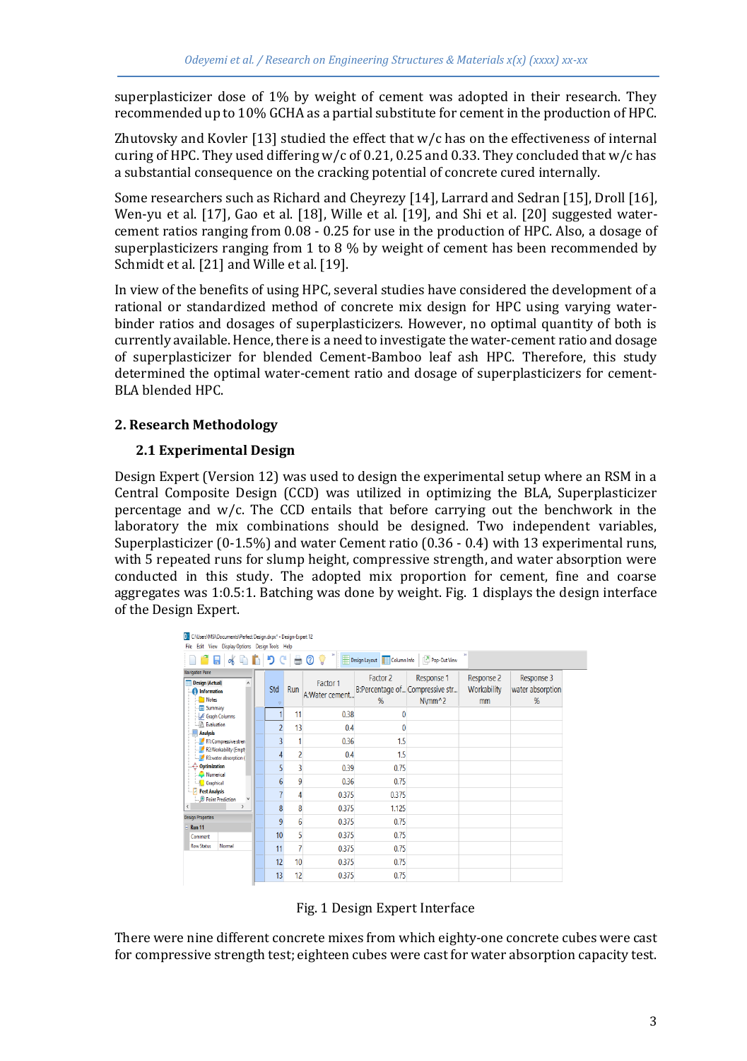superplasticizer dose of 1% by weight of cement was adopted in their research. They recommended up to 10% GCHA as a partial substitute for cement in the production of HPC.

Zhutovsky and Kovler [13] studied the effect that w/c has on the effectiveness of internal curing of HPC. They used differing w/c of 0.21, 0.25 and 0.33. They concluded that w/c has a substantial consequence on the cracking potential of concrete cured internally.

Some researchers such as Richard and Cheyrezy [14], Larrard and Sedran [15], Droll [16], Wen-yu et al. [17], Gao et al. [18], Wille et al. [19], and Shi et al. [20] suggested water-cement ratios ranging from 0.08 - 0.25 for use in the production of HPC. Also, a dosage of superplasticizers ranging from 1 to 8 % by weight of cement has been recommended by Schmidt et al. [21] and Wille et al. [19].

In view of the benefits of using HPC, several studies have considered the development of a rational or standardized method of concrete mix design for HPC using varying water-binder ratios and dosages of superplasticizers. However, no optimal quantity of both is currently available. Hence, there is a need to investigate the water-cement ratio and dosage of superplasticizer for blended Cement-Bamboo leaf ash HPC. Therefore, this study determined the optimal water-cement ratio and dosage of superplasticizers for cement-BLA blended HPC.

## 2. Research Methodology

### 2.1 Experimental Design

Design Expert (Version 12) was used to design the experimental setup where an RSM in a Central Composite Design (CCD) was utilized in optimizing the BLA, Superplasticizer percentage and w/c. The CCD entails that before carrying out the benchwork in the laboratory the mix combinations should be designed. Two independent variables, Superplasticizer (0-1.5%) and water Cement ratio (0.36 - 0.4) with 13 experimental runs, with 5 repeated runs for slump height, compressive strength, and water absorption were conducted in this study. The adopted mix proportion for cement, fine and coarse aggregates was 1:0.5:1. Batching was done by weight. Fig. 1 displays the design interface of the Design Expert.

| Std | Run | Factor 1 A:Water cement... | Factor 2 B:Percentage of... % | Response 1 Compressive str... N/mm^2 | Response 2 Workability mm | Response 3 water absorption % |
|---|---|---|---|---|---|---|
| 1 | 11 | 0.38 | 0 | | | |
| 2 | 13 | 0.4 | 0 | | | |
| 3 | 1 | 0.36 | 1.5 | | | |
| 4 | 2 | 0.4 | 1.5 | | | |
| 5 | 3 | 0.39 | 0.75 | | | |
| 6 | 9 | 0.36 | 0.75 | | | |
| 7 | 4 | 0.375 | 0.375 | | | |
| 8 | 8 | 0.375 | 1.125 | | | |
| 9 | 6 | 0.375 | 0.75 | | | |
| 10 | 5 | 0.375 | 0.75 | | | |
| 11 | 7 | 0.375 | 0.75 | | | |
| 12 | 10 | 0.375 | 0.75 | | | |
| 13 | 12 | 0.375 | 0.75 | | | |

Fig. 1 Design Expert Interface

There were nine different concrete mixes from which eighty-one concrete cubes were cast for compressive strength test; eighteen cubes were cast for water absorption capacity test.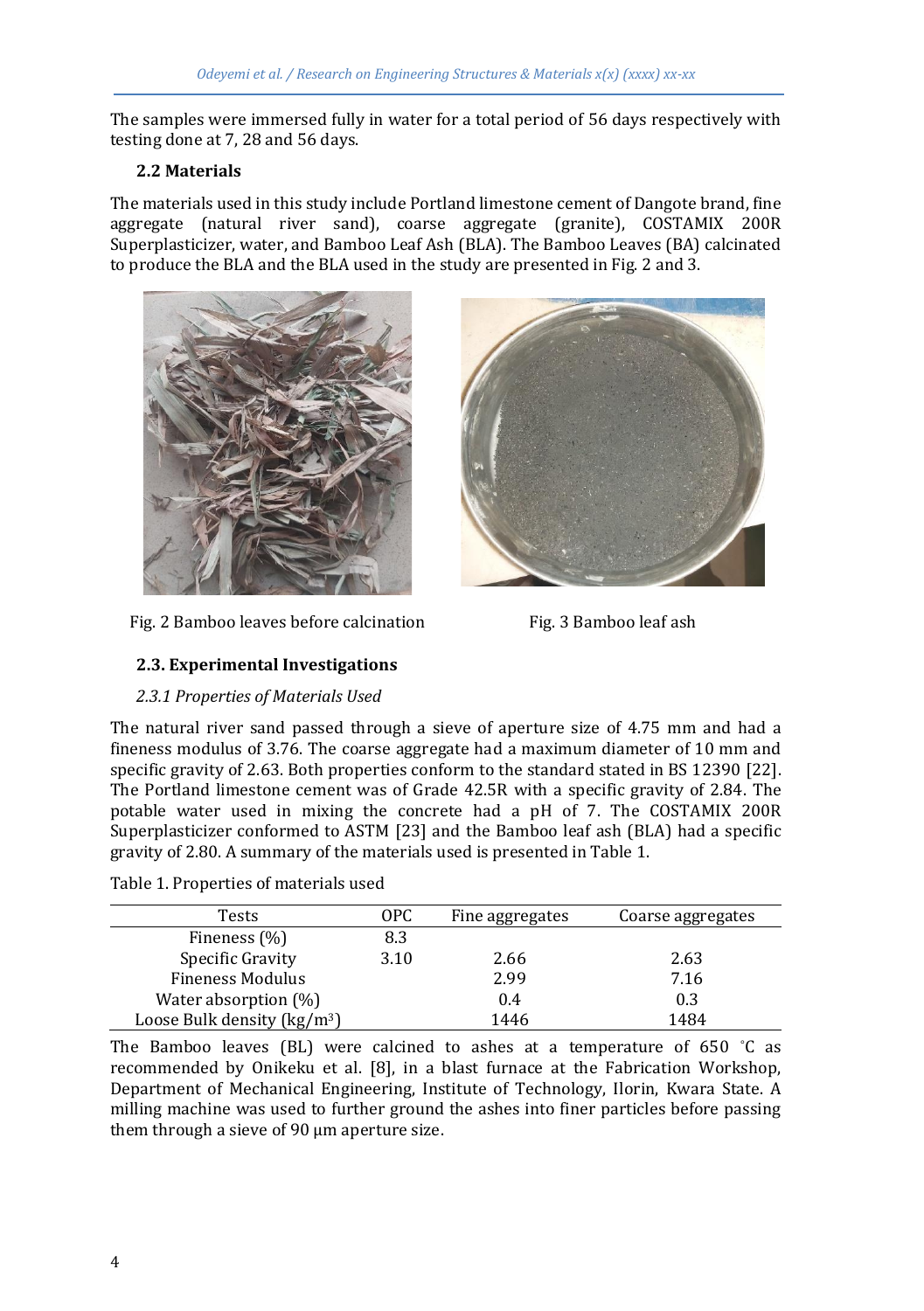The samples were immersed fully in water for a total period of 56 days respectively with testing done at 7, 28 and 56 days.

### 2.2 Materials

The materials used in this study include Portland limestone cement of Dangote brand, fine aggregate (natural river sand), coarse aggregate (granite), COSTAMIX 200R Superplasticizer, water, and Bamboo Leaf Ash (BLA). The Bamboo Leaves (BA) calcinated to produce the BLA and the BLA used in the study are presented in Fig. 2 and 3.

Fig. 2 Bamboo leaves before calcination

Fig. 3 Bamboo leaf ash

### 2.3. Experimental Investigations

*2.3.1 Properties of Materials Used*

The natural river sand passed through a sieve of aperture size of 4.75 mm and had a fineness modulus of 3.76. The coarse aggregate had a maximum diameter of 10 mm and specific gravity of 2.63. Both properties conform to the standard stated in BS 12390 [22]. The Portland limestone cement was of Grade 42.5R with a specific gravity of 2.84. The potable water used in mixing the concrete had a pH of 7. The COSTAMIX 200R Superplasticizer conformed to ASTM [23] and the Bamboo leaf ash (BLA) had a specific gravity of 2.80. A summary of the materials used is presented in Table 1.

Table 1. Properties of materials used

| Tests | OPC | Fine aggregates | Coarse aggregates |
|---|---|---|---|
| Fineness (%) | 8.3 | | |
| Specific Gravity | 3.10 | 2.66 | 2.63 |
| Fineness Modulus | | 2.99 | 7.16 |
| Water absorption (%) | | 0.4 | 0.3 |
| Loose Bulk density (kg/m$^3$) | | 1446 | 1484 |

The Bamboo leaves (BL) were calcined to ashes at a temperature of 650 °C as recommended by Onikeku et al. [8], in a blast furnace at the Fabrication Workshop, Department of Mechanical Engineering, Institute of Technology, Ilorin, Kwara State. A milling machine was used to further ground the ashes into finer particles before passing them through a sieve of 90 µm aperture size.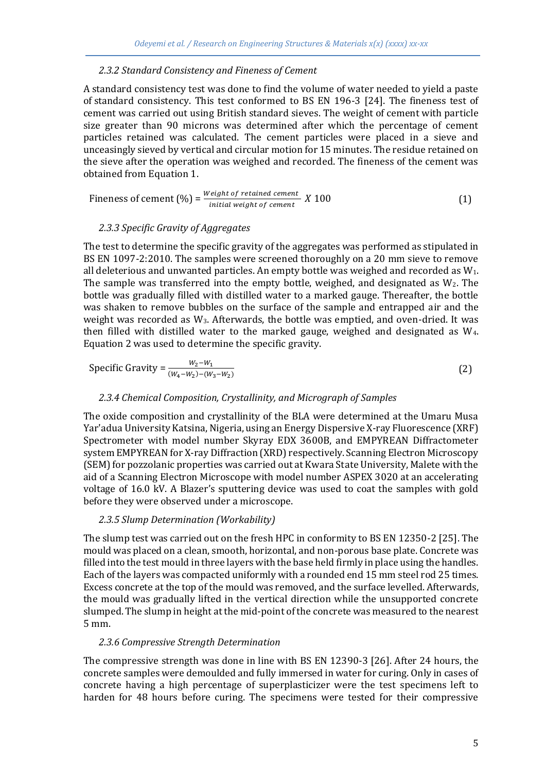### 2.3.2 Standard Consistency and Fineness of Cement

A standard consistency test was done to find the volume of water needed to yield a paste of standard consistency. This test conformed to BS EN 196-3 [24]. The fineness test of cement was carried out using British standard sieves. The weight of cement with particle size greater than 90 microns was determined after which the percentage of cement particles retained was calculated. The cement particles were placed in a sieve and unceasingly sieved by vertical and circular motion for 15 minutes. The residue retained on the sieve after the operation was weighed and recorded. The fineness of the cement was obtained from Equation 1.

$$\text{Fineness of cement (\%)} = \frac{\text{Weight of retained cement}}{\text{initial weight of cement}} \times 100 \tag{1}$$

### 2.3.3 Specific Gravity of Aggregates

The test to determine the specific gravity of the aggregates was performed as stipulated in BS EN 1097-2:2010. The samples were screened thoroughly on a 20 mm sieve to remove all deleterious and unwanted particles. An empty bottle was weighed and recorded as $W_1$. The sample was transferred into the empty bottle, weighed, and designated as $W_2$. The bottle was gradually filled with distilled water to a marked gauge. Thereafter, the bottle was shaken to remove bubbles on the surface of the sample and entrapped air and the weight was recorded as $W_3$. Afterwards, the bottle was emptied, and oven-dried. It was then filled with distilled water to the marked gauge, weighed and designated as $W_4$. Equation 2 was used to determine the specific gravity.

$$\text{Specific Gravity} = \frac{W_2 - W_1}{(W_4 - W_2) - (W_3 - W_2)} \tag{2}$$

### 2.3.4 Chemical Composition, Crystallinity, and Micrograph of Samples

The oxide composition and crystallinity of the BLA were determined at the Umaru Musa Yar'adua University Katsina, Nigeria, using an Energy Dispersive X-ray Fluorescence (XRF) Spectrometer with model number Skyray EDX 3600B, and EMPYREAN Diffractometer system EMPYREAN for X-ray Diffraction (XRD) respectively. Scanning Electron Microscopy (SEM) for pozzolanic properties was carried out at Kwara State University, Malete with the aid of a Scanning Electron Microscope with model number ASPEX 3020 at an accelerating voltage of 16.0 kV. A Blazer's sputtering device was used to coat the samples with gold before they were observed under a microscope.

### 2.3.5 Slump Determination (Workability)

The slump test was carried out on the fresh HPC in conformity to BS EN 12350-2 [25]. The mould was placed on a clean, smooth, horizontal, and non-porous base plate. Concrete was filled into the test mould in three layers with the base held firmly in place using the handles. Each of the layers was compacted uniformly with a rounded end 15 mm steel rod 25 times. Excess concrete at the top of the mould was removed, and the surface levelled. Afterwards, the mould was gradually lifted in the vertical direction while the unsupported concrete slumped. The slump in height at the mid-point of the concrete was measured to the nearest 5 mm.

### 2.3.6 Compressive Strength Determination

The compressive strength was done in line with BS EN 12390-3 [26]. After 24 hours, the concrete samples were demoulded and fully immersed in water for curing. Only in cases of concrete having a high percentage of superplasticizer were the test specimens left to harden for 48 hours before curing. The specimens were tested for their compressive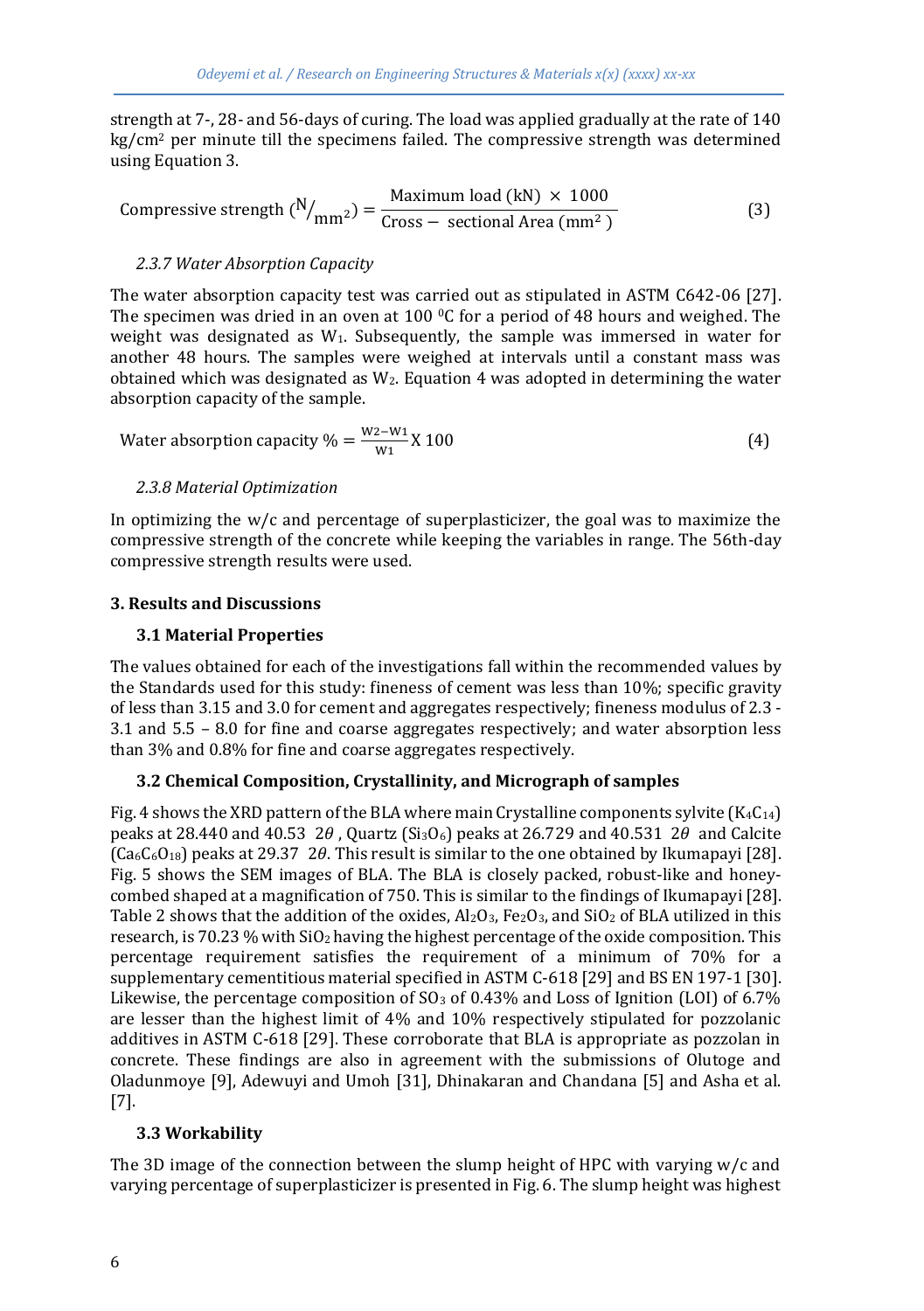strength at 7-, 28- and 56-days of curing. The load was applied gradually at the rate of 140 kg/cm$^2$ per minute till the specimens failed. The compressive strength was determined using Equation 3.

$$\text{Compressive strength } (^{N}/_{mm^2}) = \frac{\text{Maximum load (kN)} \times 1000}{\text{Cross} - \text{ sectional Area (mm}^2\text{)}} \tag{3}$$

*2.3.7 Water Absorption Capacity*

The water absorption capacity test was carried out as stipulated in ASTM C642-06 [27]. The specimen was dried in an oven at 100 $^0$C for a period of 48 hours and weighed. The weight was designated as $W_1$. Subsequently, the sample was immersed in water for another 48 hours. The samples were weighed at intervals until a constant mass was obtained which was designated as $W_2$. Equation 4 was adopted in determining the water absorption capacity of the sample.

$$\text{Water absorption capacity } \% = \frac{W2-W1}{W1} \text{X } 100 \tag{4}$$

*2.3.8 Material Optimization*

In optimizing the w/c and percentage of superplasticizer, the goal was to maximize the compressive strength of the concrete while keeping the variables in range. The 56th-day compressive strength results were used.

## 3. Results and Discussions

### 3.1 Material Properties

The values obtained for each of the investigations fall within the recommended values by the Standards used for this study: fineness of cement was less than 10%; specific gravity of less than 3.15 and 3.0 for cement and aggregates respectively; fineness modulus of 2.3 - 3.1 and 5.5 – 8.0 for fine and coarse aggregates respectively; and water absorption less than 3% and 0.8% for fine and coarse aggregates respectively.

### 3.2 Chemical Composition, Crystallinity, and Micrograph of samples

Fig. 4 shows the XRD pattern of the BLA where main Crystalline components sylvite ($K_4C_{14}$) peaks at 28.440 and 40.53 $2\theta$ , Quartz ($Si_3O_6$) peaks at 26.729 and 40.531 $2\theta$ and Calcite ($Ca_6C_6O_{18}$) peaks at 29.37 $2\theta$. This result is similar to the one obtained by Ikumapayi [28]. Fig. 5 shows the SEM images of BLA. The BLA is closely packed, robust-like and honey-combed shaped at a magnification of 750. This is similar to the findings of Ikumapayi [28]. Table 2 shows that the addition of the oxides, $Al_2O_3$, $Fe_2O_3$, and $SiO_2$ of BLA utilized in this research, is 70.23 % with $SiO_2$ having the highest percentage of the oxide composition. This percentage requirement satisfies the requirement of a minimum of 70% for a supplementary cementitious material specified in ASTM C-618 [29] and BS EN 197-1 [30]. Likewise, the percentage composition of $SO_3$ of 0.43% and Loss of Ignition (LOI) of 6.7% are lesser than the highest limit of 4% and 10% respectively stipulated for pozzolanic additives in ASTM C-618 [29]. These corroborate that BLA is appropriate as pozzolan in concrete. These findings are also in agreement with the submissions of Olutoge and Oladunmoye [9], Adewuyi and Umoh [31], Dhinakaran and Chandana [5] and Asha et al. [7].

### 3.3 Workability

The 3D image of the connection between the slump height of HPC with varying w/c and varying percentage of superplasticizer is presented in Fig. 6. The slump height was highest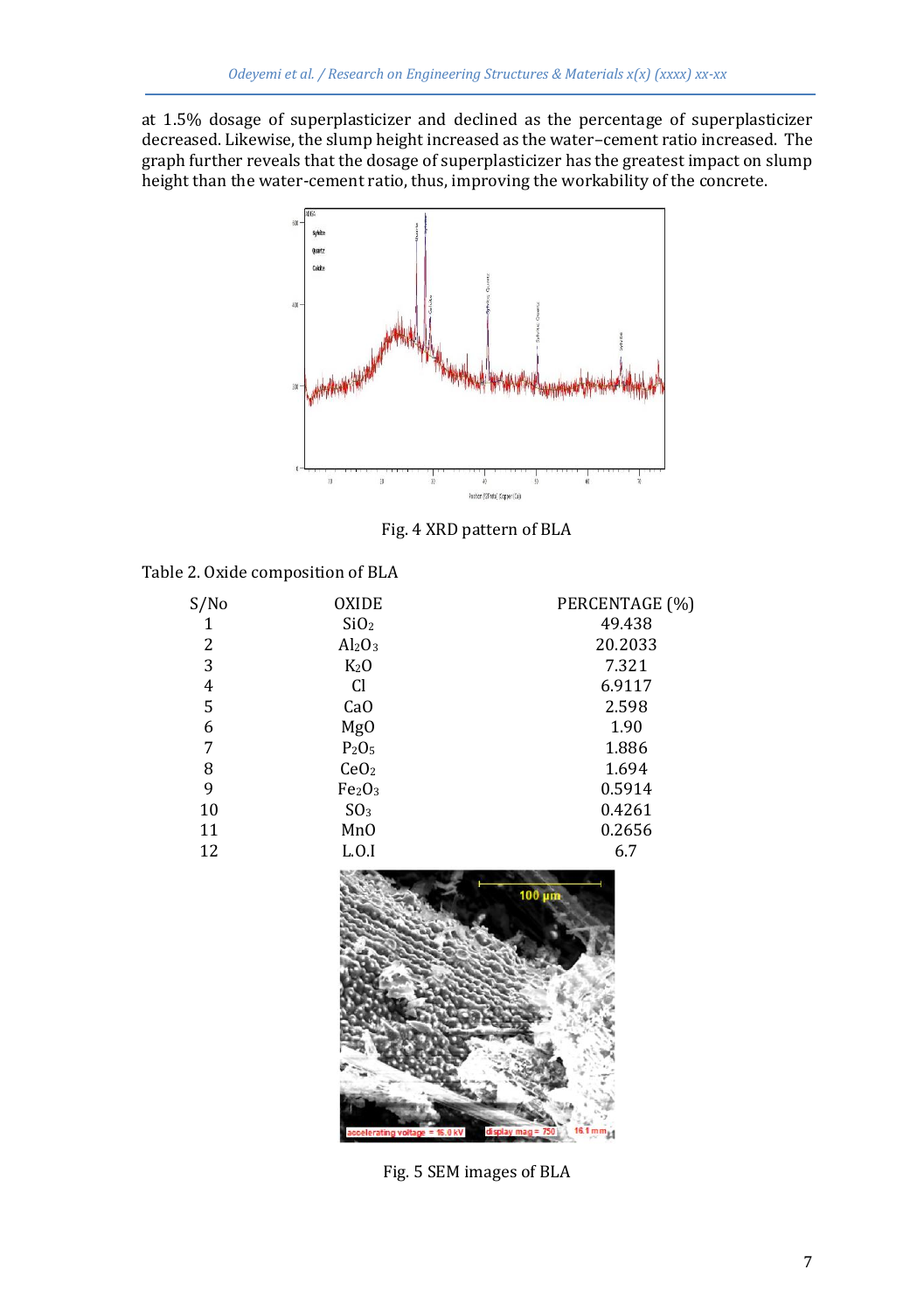at 1.5% dosage of superplasticizer and declined as the percentage of superplasticizer decreased. Likewise, the slump height increased as the water–cement ratio increased. The graph further reveals that the dosage of superplasticizer has the greatest impact on slump height than the water-cement ratio, thus, improving the workability of the concrete.

Fig. 4 XRD pattern of BLA

Table 2. Oxide composition of BLA

| S/No | OXIDE | PERCENTAGE (%) |
|---|---|---|
| 1 | $SiO_2$ | 49.438 |
| 2 | $Al_2O_3$ | 20.2033 |
| 3 | $K_2O$ | 7.321 |
| 4 | Cl | 6.9117 |
| 5 | CaO | 2.598 |
| 6 | MgO | 1.90 |
| 7 | $P_2O_5$ | 1.886 |
| 8 | $CeO_2$ | 1.694 |
| 9 | $Fe_2O_3$ | 0.5914 |
| 10 | $SO_3$ | 0.4261 |
| 11 | MnO | 0.2656 |
| 12 | L.O.I | 6.7 |

Fig. 5 SEM images of BLA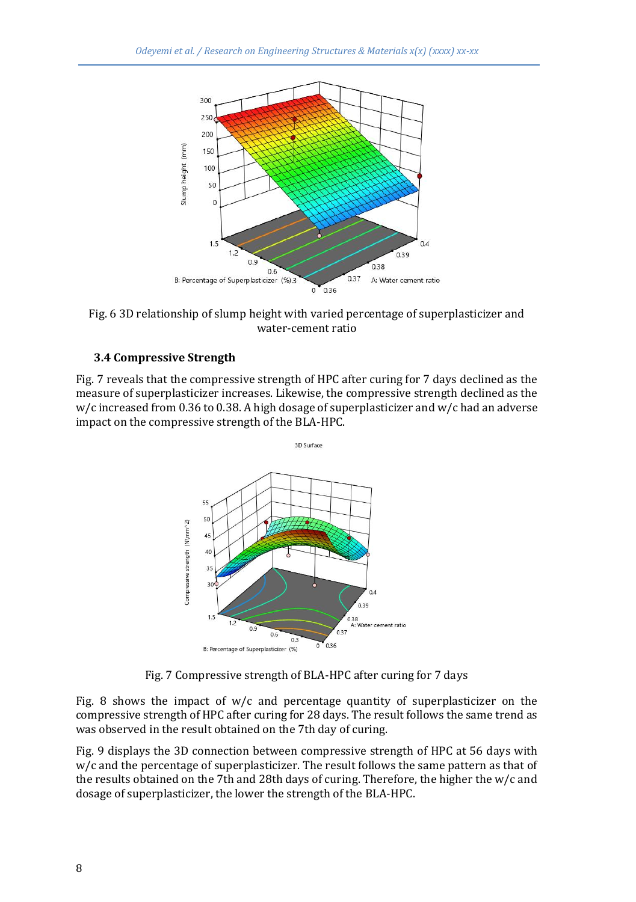Fig. 6 3D relationship of slump height with varied percentage of superplasticizer and water-cement ratio

### 3.4 Compressive Strength

Fig. 7 reveals that the compressive strength of HPC after curing for 7 days declined as the measure of superplasticizer increases. Likewise, the compressive strength declined as the w/c increased from 0.36 to 0.38. A high dosage of superplasticizer and w/c had an adverse impact on the compressive strength of the BLA-HPC.

Fig. 7 Compressive strength of BLA-HPC after curing for 7 days

Fig. 8 shows the impact of w/c and percentage quantity of superplasticizer on the compressive strength of HPC after curing for 28 days. The result follows the same trend as was observed in the result obtained on the 7th day of curing.

Fig. 9 displays the 3D connection between compressive strength of HPC at 56 days with w/c and the percentage of superplasticizer. The result follows the same pattern as that of the results obtained on the 7th and 28th days of curing. Therefore, the higher the w/c and dosage of superplasticizer, the lower the strength of the BLA-HPC.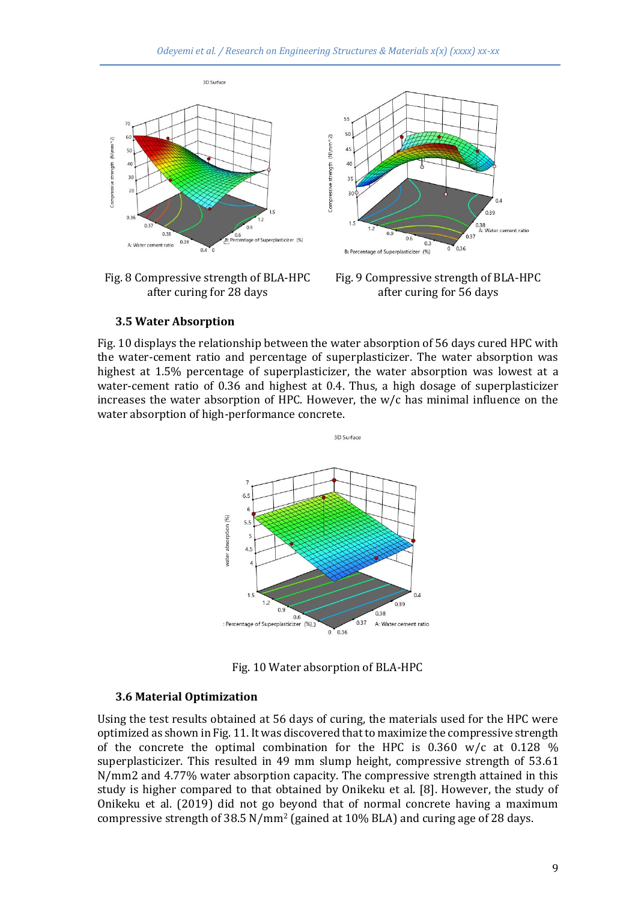Fig. 8 Compressive strength of BLA-HPC after curing for 28 days

Fig. 9 Compressive strength of BLA-HPC after curing for 56 days

### 3.5 Water Absorption

Fig. 10 displays the relationship between the water absorption of 56 days cured HPC with the water-cement ratio and percentage of superplasticizer. The water absorption was highest at 1.5% percentage of superplasticizer, the water absorption was lowest at a water-cement ratio of 0.36 and highest at 0.4. Thus, a high dosage of superplasticizer increases the water absorption of HPC. However, the w/c has minimal influence on the water absorption of high-performance concrete.

Fig. 10 Water absorption of BLA-HPC

### 3.6 Material Optimization

Using the test results obtained at 56 days of curing, the materials used for the HPC were optimized as shown in Fig. 11. It was discovered that to maximize the compressive strength of the concrete the optimal combination for the HPC is 0.360 w/c at 0.128 % superplasticizer. This resulted in 49 mm slump height, compressive strength of 53.61 N/mm2 and 4.77% water absorption capacity. The compressive strength attained in this study is higher compared to that obtained by Onikeku et al. [8]. However, the study of Onikeku et al. (2019) did not go beyond that of normal concrete having a maximum compressive strength of 38.5 $N/mm^2$ (gained at 10% BLA) and curing age of 28 days.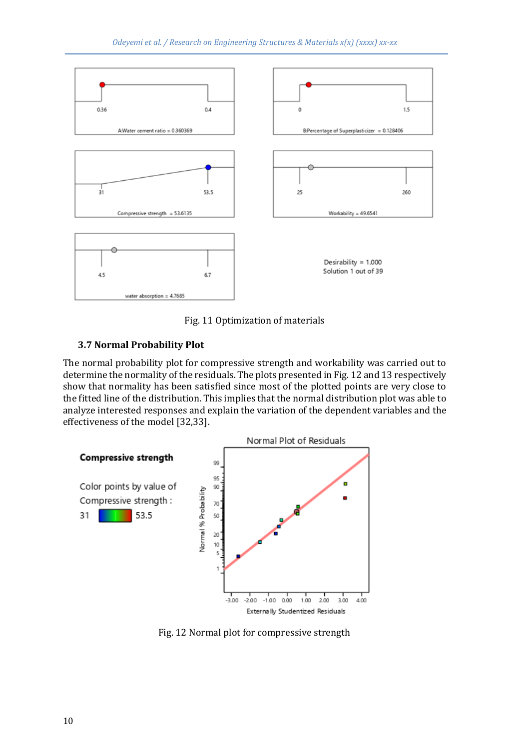Fig. 11 Optimization of materials

### 3.7 Normal Probability Plot

The normal probability plot for compressive strength and workability was carried out to determine the normality of the residuals. The plots presented in Fig. 12 and 13 respectively show that normality has been satisfied since most of the plotted points are very close to the fitted line of the distribution. This implies that the normal distribution plot was able to analyze interested responses and explain the variation of the dependent variables and the effectiveness of the model [32,33].

Fig. 12 Normal plot for compressive strength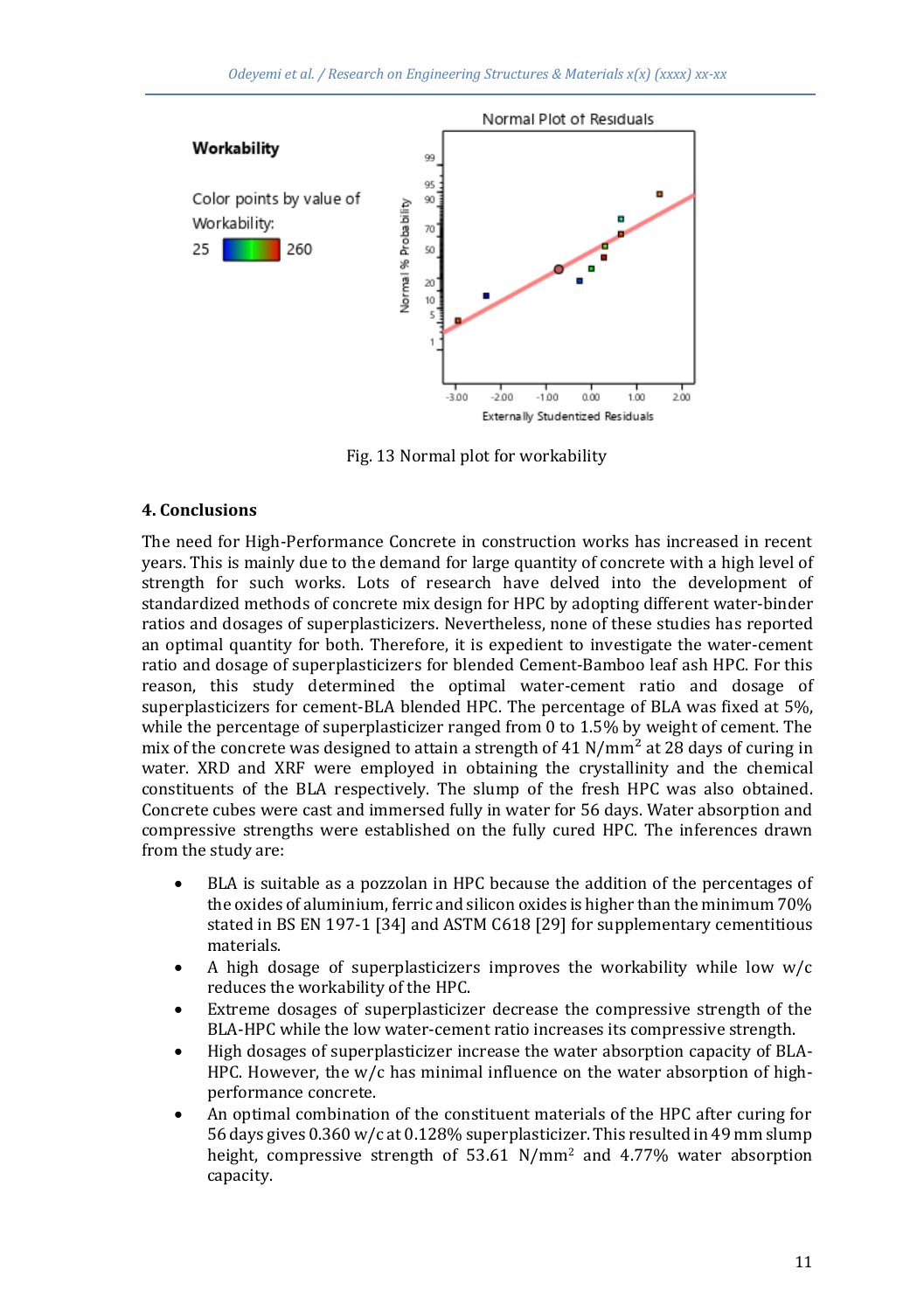Fig. 13 Normal plot for workability

## 4. Conclusions

The need for High-Performance Concrete in construction works has increased in recent years. This is mainly due to the demand for large quantity of concrete with a high level of strength for such works. Lots of research have delved into the development of standardized methods of concrete mix design for HPC by adopting different water-binder ratios and dosages of superplasticizers. Nevertheless, none of these studies has reported an optimal quantity for both. Therefore, it is expedient to investigate the water-cement ratio and dosage of superplasticizers for blended Cement-Bamboo leaf ash HPC. For this reason, this study determined the optimal water-cement ratio and dosage of superplasticizers for cement-BLA blended HPC. The percentage of BLA was fixed at 5%, while the percentage of superplasticizer ranged from 0 to 1.5% by weight of cement. The mix of the concrete was designed to attain a strength of 41 $N/mm^2$ at 28 days of curing in water. XRD and XRF were employed in obtaining the crystallinity and the chemical constituents of the BLA respectively. The slump of the fresh HPC was also obtained. Concrete cubes were cast and immersed fully in water for 56 days. Water absorption and compressive strengths were established on the fully cured HPC. The inferences drawn from the study are:

- BLA is suitable as a pozzolan in HPC because the addition of the percentages of the oxides of aluminium, ferric and silicon oxides is higher than the minimum 70% stated in BS EN 197-1 [34] and ASTM C618 [29] for supplementary cementitious materials.
- A high dosage of superplasticizers improves the workability while low w/c reduces the workability of the HPC.
- Extreme dosages of superplasticizer decrease the compressive strength of the BLA-HPC while the low water-cement ratio increases its compressive strength.
- High dosages of superplasticizer increase the water absorption capacity of BLA-HPC. However, the w/c has minimal influence on the water absorption of high-performance concrete.
- An optimal combination of the constituent materials of the HPC after curing for 56 days gives 0.360 w/c at 0.128% superplasticizer. This resulted in 49 mm slump height, compressive strength of 53.61 $N/mm^2$ and 4.77% water absorption capacity.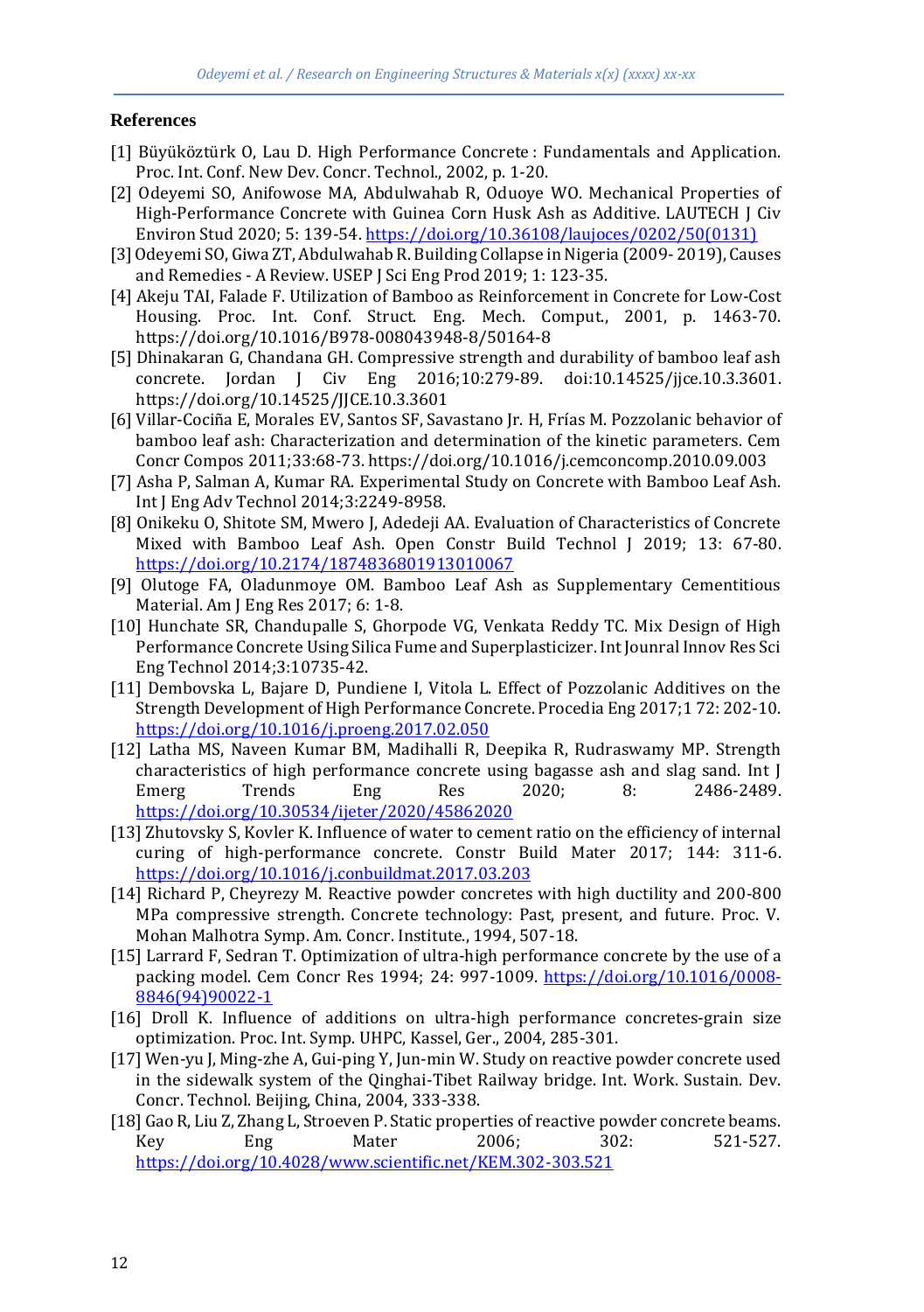**References**

[1] Büyüköztürk O, Lau D. High Performance Concrete : Fundamentals and Application. Proc. Int. Conf. New Dev. Concr. Technol., 2002, p. 1-20.

[2] Odeyemi SO, Anifowose MA, Abdulwahab R, Oduoye WO. Mechanical Properties of High-Performance Concrete with Guinea Corn Husk Ash as Additive. LAUTECH J Civ Environ Stud 2020; 5: 139-54. https://doi.org/10.36108/laujoces/0202/50(0131)

[3] Odeyemi SO, Giwa ZT, Abdulwahab R. Building Collapse in Nigeria (2009- 2019), Causes and Remedies - A Review. USEP J Sci Eng Prod 2019; 1: 123-35.

[4] Akeju TAI, Falade F. Utilization of Bamboo as Reinforcement in Concrete for Low-Cost Housing. Proc. Int. Conf. Struct. Eng. Mech. Comput., 2001, p. 1463-70. https://doi.org/10.1016/B978-008043948-8/50164-8

[5] Dhinakaran G, Chandana GH. Compressive strength and durability of bamboo leaf ash concrete. Jordan J Civ Eng 2016;10:279-89. doi:10.14525/jjce.10.3.3601. https://doi.org/10.14525/JJCE.10.3.3601

[6] Villar-Cociña E, Morales EV, Santos SF, Savastano Jr. H, Frías M. Pozzolanic behavior of bamboo leaf ash: Characterization and determination of the kinetic parameters. Cem Concr Compos 2011;33:68-73. https://doi.org/10.1016/j.cemconcomp.2010.09.003

[7] Asha P, Salman A, Kumar RA. Experimental Study on Concrete with Bamboo Leaf Ash. Int J Eng Adv Technol 2014;3:2249-8958.

[8] Onikeku O, Shitote SM, Mwero J, Adedeji AA. Evaluation of Characteristics of Concrete Mixed with Bamboo Leaf Ash. Open Constr Build Technol J 2019; 13: 67-80. https://doi.org/10.2174/1874836801913010067

[9] Olutoge FA, Oladunmoye OM. Bamboo Leaf Ash as Supplementary Cementitious Material. Am J Eng Res 2017; 6: 1-8.

[10] Hunchate SR, Chandupalle S, Ghorpode VG, Venkata Reddy TC. Mix Design of High Performance Concrete Using Silica Fume and Superplasticizer. Int Jounral Innov Res Sci Eng Technol 2014;3:10735-42.

[11] Dembovska L, Bajare D, Pundiene I, Vitola L. Effect of Pozzolanic Additives on the Strength Development of High Performance Concrete. Procedia Eng 2017;1 72: 202-10. https://doi.org/10.1016/j.proeng.2017.02.050

[12] Latha MS, Naveen Kumar BM, Madihalli R, Deepika R, Rudraswamy MP. Strength characteristics of high performance concrete using bagasse ash and slag sand. Int J Emerg Trends Eng Res 2020; 8: 2486-2489. https://doi.org/10.30534/ijeter/2020/45862020

[13] Zhutovsky S, Kovler K. Influence of water to cement ratio on the efficiency of internal curing of high-performance concrete. Constr Build Mater 2017; 144: 311-6. https://doi.org/10.1016/j.conbuildmat.2017.03.203

[14] Richard P, Cheyrezy M. Reactive powder concretes with high ductility and 200-800 MPa compressive strength. Concrete technology: Past, present, and future. Proc. V. Mohan Malhotra Symp. Am. Concr. Institute., 1994, 507-18.

[15] Larrard F, Sedran T. Optimization of ultra-high performance concrete by the use of a packing model. Cem Concr Res 1994; 24: 997-1009. https://doi.org/10.1016/0008-8846(94)90022-1

[16] Droll K. Influence of additions on ultra-high performance concretes-grain size optimization. Proc. Int. Symp. UHPC, Kassel, Ger., 2004, 285-301.

[17] Wen-yu J, Ming-zhe A, Gui-ping Y, Jun-min W. Study on reactive powder concrete used in the sidewalk system of the Qinghai-Tibet Railway bridge. Int. Work. Sustain. Dev. Concr. Technol. Beijing, China, 2004, 333-338.

[18] Gao R, Liu Z, Zhang L, Stroeven P. Static properties of reactive powder concrete beams. Key Eng Mater 2006; 302: 521-527. https://doi.org/10.4028/www.scientific.net/KEM.302-303.521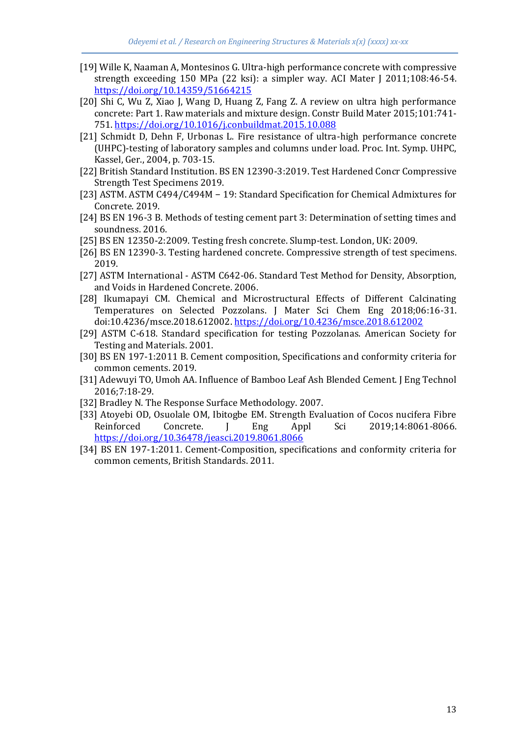[19] Wille K, Naaman A, Montesinos G. Ultra-high performance concrete with compressive strength exceeding 150 MPa (22 ksi): a simpler way. ACI Mater J 2011;108:46-54. https://doi.org/10.14359/51664215

[20] Shi C, Wu Z, Xiao J, Wang D, Huang Z, Fang Z. A review on ultra high performance concrete: Part 1. Raw materials and mixture design. Constr Build Mater 2015;101:741-751. https://doi.org/10.1016/j.conbuildmat.2015.10.088

[21] Schmidt D, Dehn F, Urbonas L. Fire resistance of ultra-high performance concrete (UHPC)-testing of laboratory samples and columns under load. Proc. Int. Symp. UHPC, Kassel, Ger., 2004, p. 703-15.

[22] British Standard Institution. BS EN 12390-3:2019. Test Hardened Concr Compressive Strength Test Specimens 2019.

[23] ASTM. ASTM C494/C494M – 19: Standard Specification for Chemical Admixtures for Concrete. 2019.

[24] BS EN 196-3 B. Methods of testing cement part 3: Determination of setting times and soundness. 2016.

[25] BS EN 12350-2:2009. Testing fresh concrete. Slump-test. London, UK: 2009.

[26] BS EN 12390-3. Testing hardened concrete. Compressive strength of test specimens. 2019.

[27] ASTM International - ASTM C642-06. Standard Test Method for Density, Absorption, and Voids in Hardened Concrete. 2006.

[28] Ikumapayi CM. Chemical and Microstructural Effects of Different Calcinating Temperatures on Selected Pozzolans. J Mater Sci Chem Eng 2018;06:16-31. doi:10.4236/msce.2018.612002. https://doi.org/10.4236/msce.2018.612002

[29] ASTM C-618. Standard specification for testing Pozzolanas. American Society for Testing and Materials. 2001.

[30] BS EN 197-1:2011 B. Cement composition, Specifications and conformity criteria for common cements. 2019.

[31] Adewuyi TO, Umoh AA. Influence of Bamboo Leaf Ash Blended Cement. J Eng Technol 2016;7:18-29.

[32] Bradley N. The Response Surface Methodology. 2007.

[33] Atoyebi OD, Osuolale OM, Ibitogbe EM. Strength Evaluation of Cocos nucifera Fibre Reinforced Concrete. J Eng Appl Sci 2019;14:8061-8066. https://doi.org/10.36478/jeasci.2019.8061.8066

[34] BS EN 197-1:2011. Cement-Composition, specifications and conformity criteria for common cements, British Standards. 2011.